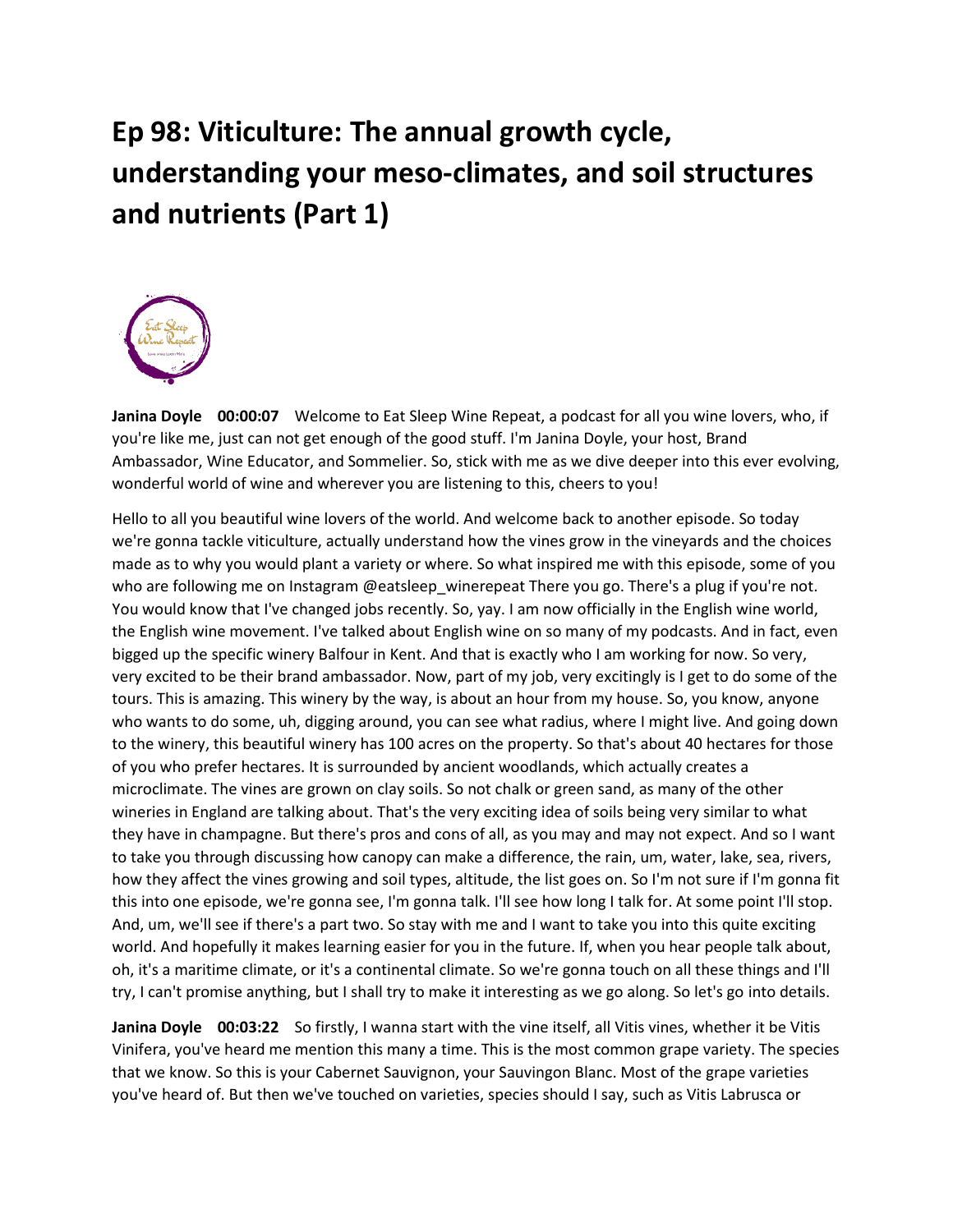# Ep 98: Viticulture: The annual growth cycle, understanding your meso-climates, and soil structures and nutrients (Part 1)

**Janina Doyle 00:00:07** Welcome to Eat Sleep Wine Repeat, a podcast for all you wine lovers, who, if you're like me, just can not get enough of the good stuff. I'm Janina Doyle, your host, Brand Ambassador, Wine Educator, and Sommelier. So, stick with me as we dive deeper into this ever evolving, wonderful world of wine and wherever you are listening to this, cheers to you!

Hello to all you beautiful wine lovers of the world. And welcome back to another episode. So today we're gonna tackle viticulture, actually understand how the vines grow in the vineyards and the choices made as to why you would plant a variety or where. So what inspired me with this episode, some of you who are following me on Instagram @eatsleep_winerepeat There you go. There's a plug if you're not. You would know that I've changed jobs recently. So, yay. I am now officially in the English wine world, the English wine movement. I've talked about English wine on so many of my podcasts. And in fact, even bigged up the specific winery Balfour in Kent. And that is exactly who I am working for now. So very, very excited to be their brand ambassador. Now, part of my job, very excitingly is I get to do some of the tours. This is amazing. This winery by the way, is about an hour from my house. So, you know, anyone who wants to do some, uh, digging around, you can see what radius, where I might live. And going down to the winery, this beautiful winery has 100 acres on the property. So that's about 40 hectares for those of you who prefer hectares. It is surrounded by ancient woodlands, which actually creates a microclimate. The vines are grown on clay soils. So not chalk or green sand, as many of the other wineries in England are talking about. That's the very exciting idea of soils being very similar to what they have in champagne. But there's pros and cons of all, as you may and may not expect. And so I want to take you through discussing how canopy can make a difference, the rain, um, water, lake, sea, rivers, how they affect the vines growing and soil types, altitude, the list goes on. So I'm not sure if I'm gonna fit this into one episode, we're gonna see, I'm gonna talk. I'll see how long I talk for. At some point I'll stop. And, um, we'll see if there's a part two. So stay with me and I want to take you into this quite exciting world. And hopefully it makes learning easier for you in the future. If, when you hear people talk about, oh, it's a maritime climate, or it's a continental climate. So we're gonna touch on all these things and I'll try, I can't promise anything, but I shall try to make it interesting as we go along. So let's go into details.

**Janina Doyle 00:03:22** So firstly, I wanna start with the vine itself, all Vitis vines, whether it be Vitis Vinifera, you've heard me mention this many a time. This is the most common grape variety. The species that we know. So this is your Cabernet Sauvignon, your Sauvignon Blanc. Most of the grape varieties you've heard of. But then we've touched on varieties, species should I say, such as Vitis Labrusca or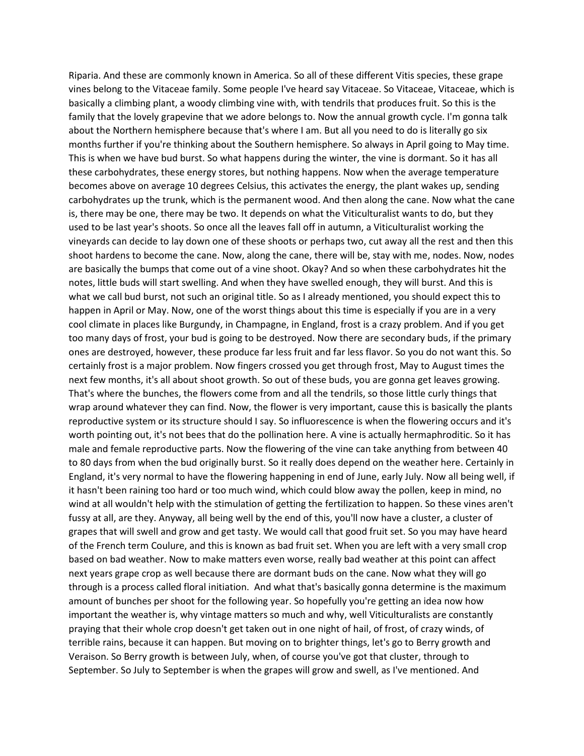Riparia. And these are commonly known in America. So all of these different Vitis species, these grape vines belong to the Vitaceae family. Some people I've heard say Vitaceae. So Vitaceae, Vitaceae, which is basically a climbing plant, a woody climbing vine with, with tendrils that produces fruit. So this is the family that the lovely grapevine that we adore belongs to. Now the annual growth cycle. I'm gonna talk about the Northern hemisphere because that's where I am. But all you need to do is literally go six months further if you're thinking about the Southern hemisphere. So always in April going to May time. This is when we have bud burst. So what happens during the winter, the vine is dormant. So it has all these carbohydrates, these energy stores, but nothing happens. Now when the average temperature becomes above on average 10 degrees Celsius, this activates the energy, the plant wakes up, sending carbohydrates up the trunk, which is the permanent wood. And then along the cane. Now what the cane is, there may be one, there may be two. It depends on what the Viticulturalist wants to do, but they used to be last year's shoots. So once all the leaves fall off in autumn, a Viticulturalist working the vineyards can decide to lay down one of these shoots or perhaps two, cut away all the rest and then this shoot hardens to become the cane. Now, along the cane, there will be, stay with me, nodes. Now, nodes are basically the bumps that come out of a vine shoot. Okay? And so when these carbohydrates hit the notes, little buds will start swelling. And when they have swelled enough, they will burst. And this is what we call bud burst, not such an original title. So as I already mentioned, you should expect this to happen in April or May. Now, one of the worst things about this time is especially if you are in a very cool climate in places like Burgundy, in Champagne, in England, frost is a crazy problem. And if you get too many days of frost, your bud is going to be destroyed. Now there are secondary buds, if the primary ones are destroyed, however, these produce far less fruit and far less flavor. So you do not want this. So certainly frost is a major problem. Now fingers crossed you get through frost, May to August times the next few months, it's all about shoot growth. So out of these buds, you are gonna get leaves growing. That's where the bunches, the flowers come from and all the tendrils, so those little curly things that wrap around whatever they can find. Now, the flower is very important, cause this is basically the plants reproductive system or its structure should I say. So influorescence is when the flowering occurs and it's worth pointing out, it's not bees that do the pollination here. A vine is actually hermaphroditic. So it has male and female reproductive parts. Now the flowering of the vine can take anything from between 40 to 80 days from when the bud originally burst. So it really does depend on the weather here. Certainly in England, it's very normal to have the flowering happening in end of June, early July. Now all being well, if it hasn't been raining too hard or too much wind, which could blow away the pollen, keep in mind, no wind at all wouldn't help with the stimulation of getting the fertilization to happen. So these vines aren't fussy at all, are they. Anyway, all being well by the end of this, you'll now have a cluster, a cluster of grapes that will swell and grow and get tasty. We would call that good fruit set. So you may have heard of the French term Coulure, and this is known as bad fruit set. When you are left with a very small crop based on bad weather. Now to make matters even worse, really bad weather at this point can affect next years grape crop as well because there are dormant buds on the cane. Now what they will go through is a process called floral initiation. And what that's basically gonna determine is the maximum amount of bunches per shoot for the following year. So hopefully you're getting an idea now how important the weather is, why vintage matters so much and why, well Viticulturalists are constantly praying that their whole crop doesn't get taken out in one night of hail, of frost, of crazy winds, of terrible rains, because it can happen. But moving on to brighter things, let's go to Berry growth and Veraison. So Berry growth is between July, when, of course you've got that cluster, through to September. So July to September is when the grapes will grow and swell, as I've mentioned. And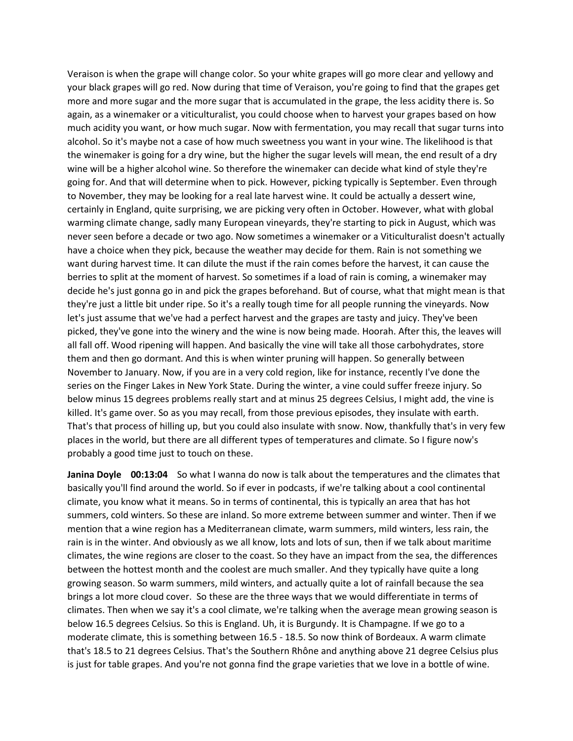Veraison is when the grape will change color. So your white grapes will go more clear and yellowy and your black grapes will go red. Now during that time of Veraison, you're going to find that the grapes get more and more sugar and the more sugar that is accumulated in the grape, the less acidity there is. So again, as a winemaker or a viticulturalist, you could choose when to harvest your grapes based on how much acidity you want, or how much sugar. Now with fermentation, you may recall that sugar turns into alcohol. So it's maybe not a case of how much sweetness you want in your wine. The likelihood is that the winemaker is going for a dry wine, but the higher the sugar levels will mean, the end result of a dry wine will be a higher alcohol wine. So therefore the winemaker can decide what kind of style they're going for. And that will determine when to pick. However, picking typically is September. Even through to November, they may be looking for a real late harvest wine. It could be actually a dessert wine, certainly in England, quite surprising, we are picking very often in October. However, what with global warming climate change, sadly many European vineyards, they're starting to pick in August, which was never seen before a decade or two ago. Now sometimes a winemaker or a Viticulturalist doesn't actually have a choice when they pick, because the weather may decide for them. Rain is not something we want during harvest time. It can dilute the must if the rain comes before the harvest, it can cause the berries to split at the moment of harvest. So sometimes if a load of rain is coming, a winemaker may decide he's just gonna go in and pick the grapes beforehand. But of course, what that might mean is that they're just a little bit under ripe. So it's a really tough time for all people running the vineyards. Now let's just assume that we've had a perfect harvest and the grapes are tasty and juicy. They've been picked, they've gone into the winery and the wine is now being made. Hoorah. After this, the leaves will all fall off. Wood ripening will happen. And basically the vine will take all those carbohydrates, store them and then go dormant. And this is when winter pruning will happen. So generally between November to January. Now, if you are in a very cold region, like for instance, recently I've done the series on the Finger Lakes in New York State. During the winter, a vine could suffer freeze injury. So below minus 15 degrees problems really start and at minus 25 degrees Celsius, I might add, the vine is killed. It's game over. So as you may recall, from those previous episodes, they insulate with earth. That's that process of hilling up, but you could also insulate with snow. Now, thankfully that's in very few places in the world, but there are all different types of temperatures and climate. So I figure now's probably a good time just to touch on these.

**Janina Doyle 00:13:04** So what I wanna do now is talk about the temperatures and the climates that basically you'll find around the world. So if ever in podcasts, if we're talking about a cool continental climate, you know what it means. So in terms of continental, this is typically an area that has hot summers, cold winters. So these are inland. So more extreme between summer and winter. Then if we mention that a wine region has a Mediterranean climate, warm summers, mild winters, less rain, the rain is in the winter. And obviously as we all know, lots and lots of sun, then if we talk about maritime climates, the wine regions are closer to the coast. So they have an impact from the sea, the differences between the hottest month and the coolest are much smaller. And they typically have quite a long growing season. So warm summers, mild winters, and actually quite a lot of rainfall because the sea brings a lot more cloud cover. So these are the three ways that we would differentiate in terms of climates. Then when we say it's a cool climate, we're talking when the average mean growing season is below 16.5 degrees Celsius. So this is England. Uh, it is Burgundy. It is Champagne. If we go to a moderate climate, this is something between 16.5 - 18.5. So now think of Bordeaux. A warm climate that's 18.5 to 21 degrees Celsius. That's the Southern Rhône and anything above 21 degree Celsius plus is just for table grapes. And you're not gonna find the grape varieties that we love in a bottle of wine.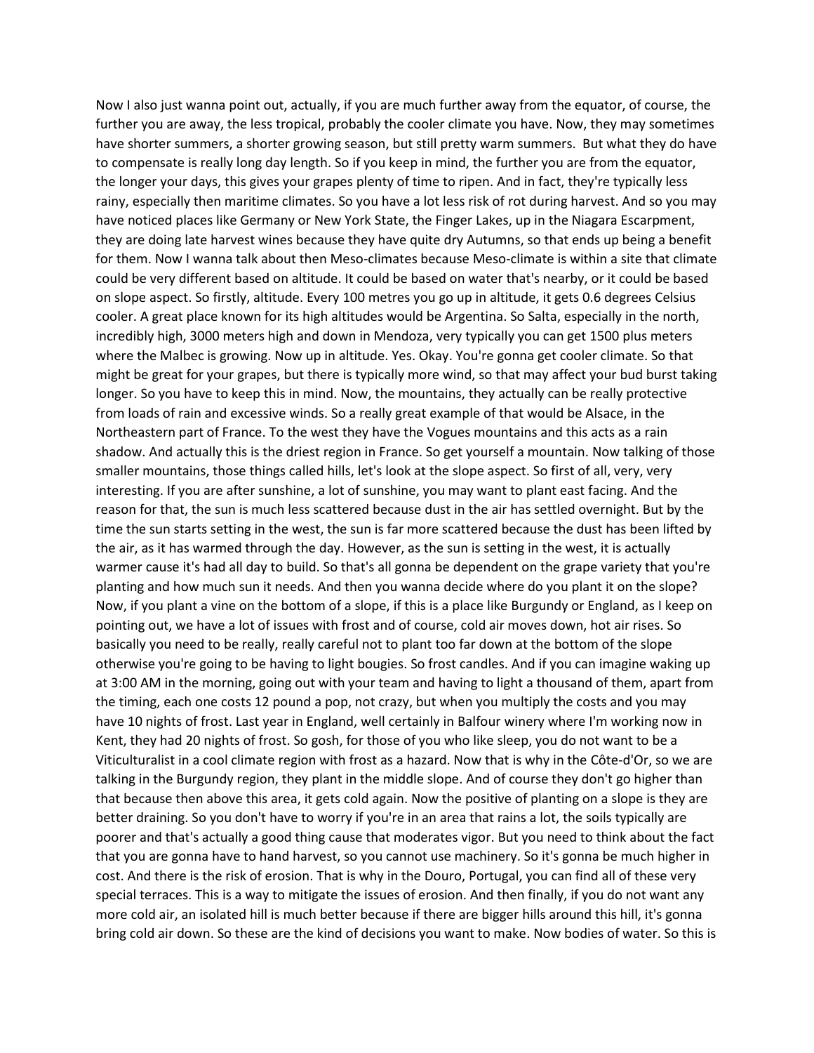Now I also just wanna point out, actually, if you are much further away from the equator, of course, the further you are away, the less tropical, probably the cooler climate you have. Now, they may sometimes have shorter summers, a shorter growing season, but still pretty warm summers. But what they do have to compensate is really long day length. So if you keep in mind, the further you are from the equator, the longer your days, this gives your grapes plenty of time to ripen. And in fact, they're typically less rainy, especially then maritime climates. So you have a lot less risk of rot during harvest. And so you may have noticed places like Germany or New York State, the Finger Lakes, up in the Niagara Escarpment, they are doing late harvest wines because they have quite dry Autumns, so that ends up being a benefit for them. Now I wanna talk about then Meso-climates because Meso-climate is within a site that climate could be very different based on altitude. It could be based on water that's nearby, or it could be based on slope aspect. So firstly, altitude. Every 100 metres you go up in altitude, it gets 0.6 degrees Celsius cooler. A great place known for its high altitudes would be Argentina. So Salta, especially in the north, incredibly high, 3000 meters high and down in Mendoza, very typically you can get 1500 plus meters where the Malbec is growing. Now up in altitude. Yes. Okay. You're gonna get cooler climate. So that might be great for your grapes, but there is typically more wind, so that may affect your bud burst taking longer. So you have to keep this in mind. Now, the mountains, they actually can be really protective from loads of rain and excessive winds. So a really great example of that would be Alsace, in the Northeastern part of France. To the west they have the Vogues mountains and this acts as a rain shadow. And actually this is the driest region in France. So get yourself a mountain. Now talking of those smaller mountains, those things called hills, let's look at the slope aspect. So first of all, very, very interesting. If you are after sunshine, a lot of sunshine, you may want to plant east facing. And the reason for that, the sun is much less scattered because dust in the air has settled overnight. But by the time the sun starts setting in the west, the sun is far more scattered because the dust has been lifted by the air, as it has warmed through the day. However, as the sun is setting in the west, it is actually warmer cause it's had all day to build. So that's all gonna be dependent on the grape variety that you're planting and how much sun it needs. And then you wanna decide where do you plant it on the slope? Now, if you plant a vine on the bottom of a slope, if this is a place like Burgundy or England, as I keep on pointing out, we have a lot of issues with frost and of course, cold air moves down, hot air rises. So basically you need to be really, really careful not to plant too far down at the bottom of the slope otherwise you're going to be having to light bougies. So frost candles. And if you can imagine waking up at 3:00 AM in the morning, going out with your team and having to light a thousand of them, apart from the timing, each one costs 12 pound a pop, not crazy, but when you multiply the costs and you may have 10 nights of frost. Last year in England, well certainly in Balfour winery where I'm working now in Kent, they had 20 nights of frost. So gosh, for those of you who like sleep, you do not want to be a Viticulturalist in a cool climate region with frost as a hazard. Now that is why in the Côte-d'Or, so we are talking in the Burgundy region, they plant in the middle slope. And of course they don't go higher than that because then above this area, it gets cold again. Now the positive of planting on a slope is they are better draining. So you don't have to worry if you're in an area that rains a lot, the soils typically are poorer and that's actually a good thing cause that moderates vigor. But you need to think about the fact that you are gonna have to hand harvest, so you cannot use machinery. So it's gonna be much higher in cost. And there is the risk of erosion. That is why in the Douro, Portugal, you can find all of these very special terraces. This is a way to mitigate the issues of erosion. And then finally, if you do not want any more cold air, an isolated hill is much better because if there are bigger hills around this hill, it's gonna bring cold air down. So these are the kind of decisions you want to make. Now bodies of water. So this is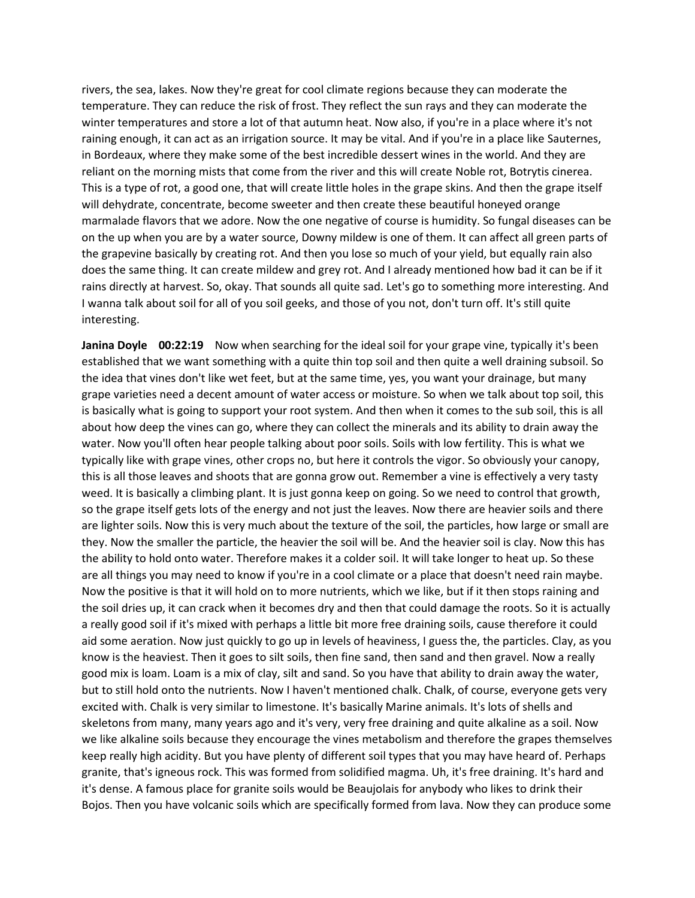rivers, the sea, lakes. Now they're great for cool climate regions because they can moderate the temperature. They can reduce the risk of frost. They reflect the sun rays and they can moderate the winter temperatures and store a lot of that autumn heat. Now also, if you're in a place where it's not raining enough, it can act as an irrigation source. It may be vital. And if you're in a place like Sauternes, in Bordeaux, where they make some of the best incredible dessert wines in the world. And they are reliant on the morning mists that come from the river and this will create Noble rot, Botrytis cinerea. This is a type of rot, a good one, that will create little holes in the grape skins. And then the grape itself will dehydrate, concentrate, become sweeter and then create these beautiful honeyed orange marmalade flavors that we adore. Now the one negative of course is humidity. So fungal diseases can be on the up when you are by a water source, Downy mildew is one of them. It can affect all green parts of the grapevine basically by creating rot. And then you lose so much of your yield, but equally rain also does the same thing. It can create mildew and grey rot. And I already mentioned how bad it can be if it rains directly at harvest. So, okay. That sounds all quite sad. Let's go to something more interesting. And I wanna talk about soil for all of you soil geeks, and those of you not, don't turn off. It's still quite interesting.

**Janina Doyle 00:22:19** Now when searching for the ideal soil for your grape vine, typically it's been established that we want something with a quite thin top soil and then quite a well draining subsoil. So the idea that vines don't like wet feet, but at the same time, yes, you want your drainage, but many grape varieties need a decent amount of water access or moisture. So when we talk about top soil, this is basically what is going to support your root system. And then when it comes to the sub soil, this is all about how deep the vines can go, where they can collect the minerals and its ability to drain away the water. Now you'll often hear people talking about poor soils. Soils with low fertility. This is what we typically like with grape vines, other crops no, but here it controls the vigor. So obviously your canopy, this is all those leaves and shoots that are gonna grow out. Remember a vine is effectively a very tasty weed. It is basically a climbing plant. It is just gonna keep on going. So we need to control that growth, so the grape itself gets lots of the energy and not just the leaves. Now there are heavier soils and there are lighter soils. Now this is very much about the texture of the soil, the particles, how large or small are they. Now the smaller the particle, the heavier the soil will be. And the heavier soil is clay. Now this has the ability to hold onto water. Therefore makes it a colder soil. It will take longer to heat up. So these are all things you may need to know if you're in a cool climate or a place that doesn't need rain maybe. Now the positive is that it will hold on to more nutrients, which we like, but if it then stops raining and the soil dries up, it can crack when it becomes dry and then that could damage the roots. So it is actually a really good soil if it's mixed with perhaps a little bit more free draining soils, cause therefore it could aid some aeration. Now just quickly to go up in levels of heaviness, I guess the, the particles. Clay, as you know is the heaviest. Then it goes to silt soils, then fine sand, then sand and then gravel. Now a really good mix is loam. Loam is a mix of clay, silt and sand. So you have that ability to drain away the water, but to still hold onto the nutrients. Now I haven't mentioned chalk. Chalk, of course, everyone gets very excited with. Chalk is very similar to limestone. It's basically Marine animals. It's lots of shells and skeletons from many, many years ago and it's very, very free draining and quite alkaline as a soil. Now we like alkaline soils because they encourage the vines metabolism and therefore the grapes themselves keep really high acidity. But you have plenty of different soil types that you may have heard of. Perhaps granite, that's igneous rock. This was formed from solidified magma. Uh, it's free draining. It's hard and it's dense. A famous place for granite soils would be Beaujolais for anybody who likes to drink their Bojos. Then you have volcanic soils which are specifically formed from lava. Now they can produce some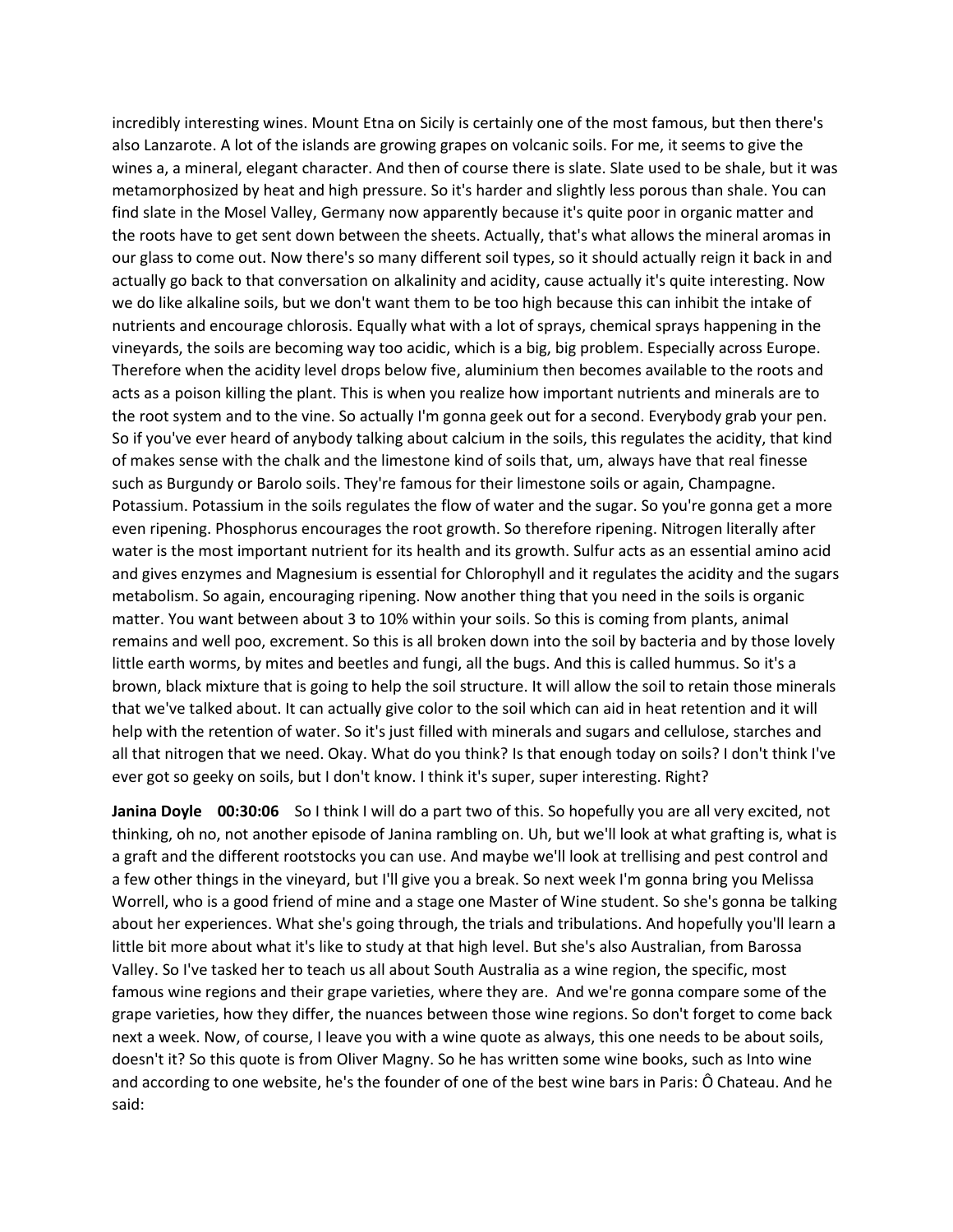incredibly interesting wines. Mount Etna on Sicily is certainly one of the most famous, but then there's also Lanzarote. A lot of the islands are growing grapes on volcanic soils. For me, it seems to give the wines a, a mineral, elegant character. And then of course there is slate. Slate used to be shale, but it was metamorphosized by heat and high pressure. So it's harder and slightly less porous than shale. You can find slate in the Mosel Valley, Germany now apparently because it's quite poor in organic matter and the roots have to get sent down between the sheets. Actually, that's what allows the mineral aromas in our glass to come out. Now there's so many different soil types, so it should actually reign it back in and actually go back to that conversation on alkalinity and acidity, cause actually it's quite interesting. Now we do like alkaline soils, but we don't want them to be too high because this can inhibit the intake of nutrients and encourage chlorosis. Equally what with a lot of sprays, chemical sprays happening in the vineyards, the soils are becoming way too acidic, which is a big, big problem. Especially across Europe. Therefore when the acidity level drops below five, aluminium then becomes available to the roots and acts as a poison killing the plant. This is when you realize how important nutrients and minerals are to the root system and to the vine. So actually I'm gonna geek out for a second. Everybody grab your pen. So if you've ever heard of anybody talking about calcium in the soils, this regulates the acidity, that kind of makes sense with the chalk and the limestone kind of soils that, um, always have that real finesse such as Burgundy or Barolo soils. They're famous for their limestone soils or again, Champagne. Potassium. Potassium in the soils regulates the flow of water and the sugar. So you're gonna get a more even ripening. Phosphorus encourages the root growth. So therefore ripening. Nitrogen literally after water is the most important nutrient for its health and its growth. Sulfur acts as an essential amino acid and gives enzymes and Magnesium is essential for Chlorophyll and it regulates the acidity and the sugars metabolism. So again, encouraging ripening. Now another thing that you need in the soils is organic matter. You want between about 3 to 10% within your soils. So this is coming from plants, animal remains and well poo, excrement. So this is all broken down into the soil by bacteria and by those lovely little earth worms, by mites and beetles and fungi, all the bugs. And this is called hummus. So it's a brown, black mixture that is going to help the soil structure. It will allow the soil to retain those minerals that we've talked about. It can actually give color to the soil which can aid in heat retention and it will help with the retention of water. So it's just filled with minerals and sugars and cellulose, starches and all that nitrogen that we need. Okay. What do you think? Is that enough today on soils? I don't think I've ever got so geeky on soils, but I don't know. I think it's super, super interesting. Right?

**Janina Doyle 00:30:06** So I think I will do a part two of this. So hopefully you are all very excited, not thinking, oh no, not another episode of Janina rambling on. Uh, but we'll look at what grafting is, what is a graft and the different rootstocks you can use. And maybe we'll look at trellising and pest control and a few other things in the vineyard, but I'll give you a break. So next week I'm gonna bring you Melissa Worrell, who is a good friend of mine and a stage one Master of Wine student. So she's gonna be talking about her experiences. What she's going through, the trials and tribulations. And hopefully you'll learn a little bit more about what it's like to study at that high level. But she's also Australian, from Barossa Valley. So I've tasked her to teach us all about South Australia as a wine region, the specific, most famous wine regions and their grape varieties, where they are. And we're gonna compare some of the grape varieties, how they differ, the nuances between those wine regions. So don't forget to come back next a week. Now, of course, I leave you with a wine quote as always, this one needs to be about soils, doesn't it? So this quote is from Oliver Magny. So he has written some wine books, such as Into wine and according to one website, he's the founder of one of the best wine bars in Paris: Ô Chateau. And he said: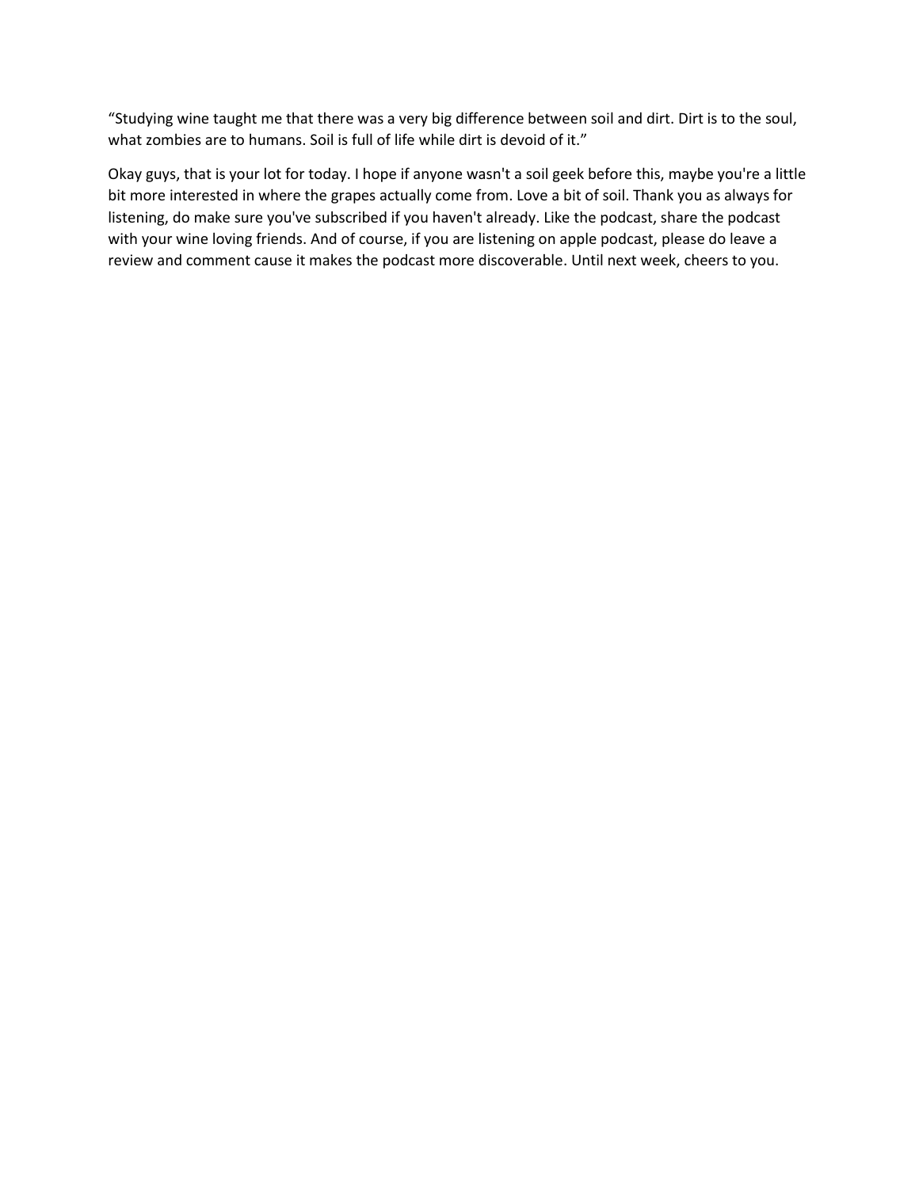“Studying wine taught me that there was a very big difference between soil and dirt. Dirt is to the soul, what zombies are to humans. Soil is full of life while dirt is devoid of it.”

Okay guys, that is your lot for today. I hope if anyone wasn't a soil geek before this, maybe you're a little bit more interested in where the grapes actually come from. Love a bit of soil. Thank you as always for listening, do make sure you've subscribed if you haven't already. Like the podcast, share the podcast with your wine loving friends. And of course, if you are listening on apple podcast, please do leave a review and comment cause it makes the podcast more discoverable. Until next week, cheers to you.